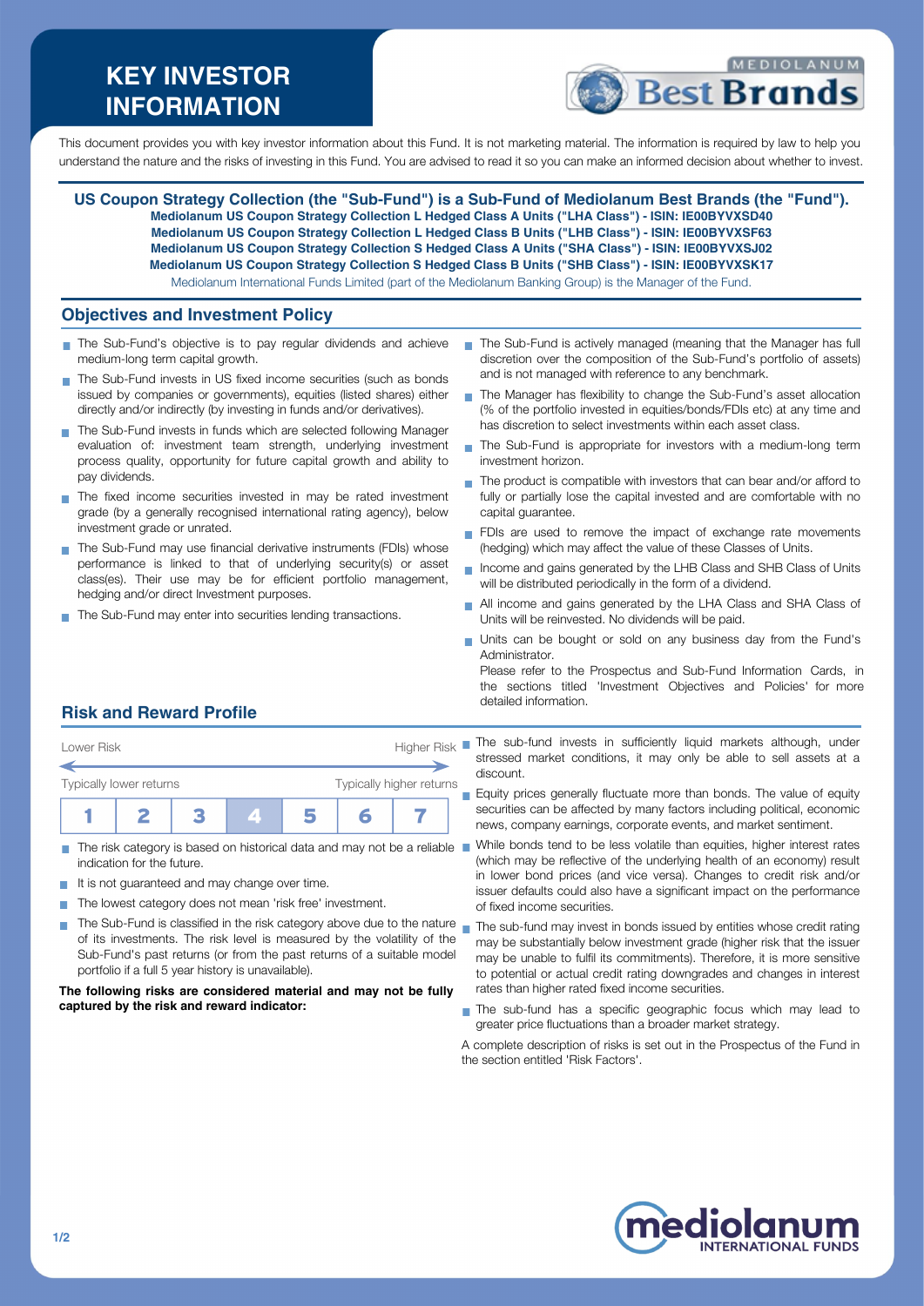# KEY INVESTOR INFORMATION

This document provides you with key investor information about this Fund. It is not marketing material. The information is required by law to help you understand the nature and the risks of investing in this Fund. You are advised to read it so you can make an informed decision about whether to invest.

**US Coupon Strategy Collection (the "Sub-Fund") is a Sub-Fund of Mediolanum Best Brands (the "Fund").**
**Mediolanum US Coupon Strategy Collection L Hedged Class A Units ("LHA Class") - ISIN: IE00BYVXSD40**
**Mediolanum US Coupon Strategy Collection L Hedged Class B Units ("LHB Class") - ISIN: IE00BYVXSF63**
**Mediolanum US Coupon Strategy Collection S Hedged Class A Units ("SHA Class") - ISIN: IE00BYVXSJ02**
**Mediolanum US Coupon Strategy Collection S Hedged Class B Units ("SHB Class") - ISIN: IE00BYVXSK17**
Mediolanum International Funds Limited (part of the Mediolanum Banking Group) is the Manager of the Fund.

## Objectives and Investment Policy

- The Sub-Fund's objective is to pay regular dividends and achieve medium-long term capital growth.
- The Sub-Fund invests in US fixed income securities (such as bonds issued by companies or governments), equities (listed shares) either directly and/or indirectly (by investing in funds and/or derivatives).
- The Sub-Fund invests in funds which are selected following Manager evaluation of: investment team strength, underlying investment process quality, opportunity for future capital growth and ability to pay dividends.
- The fixed income securities invested in may be rated investment grade (by a generally recognised international rating agency), below investment grade or unrated.
- The Sub-Fund may use financial derivative instruments (FDIs) whose performance is linked to that of underlying security(s) or asset class(es). Their use may be for efficient portfolio management, hedging and/or direct Investment purposes.
- The Sub-Fund may enter into securities lending transactions.
- The Sub-Fund is actively managed (meaning that the Manager has full discretion over the composition of the Sub-Fund's portfolio of assets) and is not managed with reference to any benchmark.
- The Manager has flexibility to change the Sub-Fund's asset allocation (% of the portfolio invested in equities/bonds/FDIs etc) at any time and has discretion to select investments within each asset class.
- The Sub-Fund is appropriate for investors with a medium-long term investment horizon.
- The product is compatible with investors that can bear and/or afford to fully or partially lose the capital invested and are comfortable with no capital guarantee.
- FDIs are used to remove the impact of exchange rate movements (hedging) which may affect the value of these Classes of Units.
- Income and gains generated by the LHB Class and SHB Class of Units will be distributed periodically in the form of a dividend.
- All income and gains generated by the LHA Class and SHA Class of Units will be reinvested. No dividends will be paid.
- Units can be bought or sold on any business day from the Fund's Administrator.
  Please refer to the Prospectus and Sub-Fund Information Cards, in the sections titled 'Investment Objectives and Policies' for more detailed information.

## Risk and Reward Profile

Lower Risk ← → Higher Risk

Typically lower returns — Typically higher returns

| 1 | 2 | 3 | **4** | 5 | 6 | 7 |
|---|---|---|---|---|---|---|

- The risk category is based on historical data and may not be a reliable indication for the future.
- It is not guaranteed and may change over time.
- The lowest category does not mean 'risk free' investment.
- The Sub-Fund is classified in the risk category above due to the nature of its investments. The risk level is measured by the volatility of the Sub-Fund's past returns (or from the past returns of a suitable model portfolio if a full 5 year history is unavailable).

**The following risks are considered material and may not be fully captured by the risk and reward indicator:**

- The sub-fund invests in sufficiently liquid markets although, under stressed market conditions, it may only be able to sell assets at a discount.
- Equity prices generally fluctuate more than bonds. The value of equity securities can be affected by many factors including political, economic news, company earnings, corporate events, and market sentiment.
- While bonds tend to be less volatile than equities, higher interest rates (which may be reflective of the underlying health of an economy) result in lower bond prices (and vice versa). Changes to credit risk and/or issuer defaults could also have a significant impact on the performance of fixed income securities.
- The sub-fund may invest in bonds issued by entities whose credit rating may be substantially below investment grade (higher risk that the issuer may be unable to fulfil its commitments). Therefore, it is more sensitive to potential or actual credit rating downgrades and changes in interest rates than higher rated fixed income securities.
- The sub-fund has a specific geographic focus which may lead to greater price fluctuations than a broader market strategy.

A complete description of risks is set out in the Prospectus of the Fund in the section entitled 'Risk Factors'.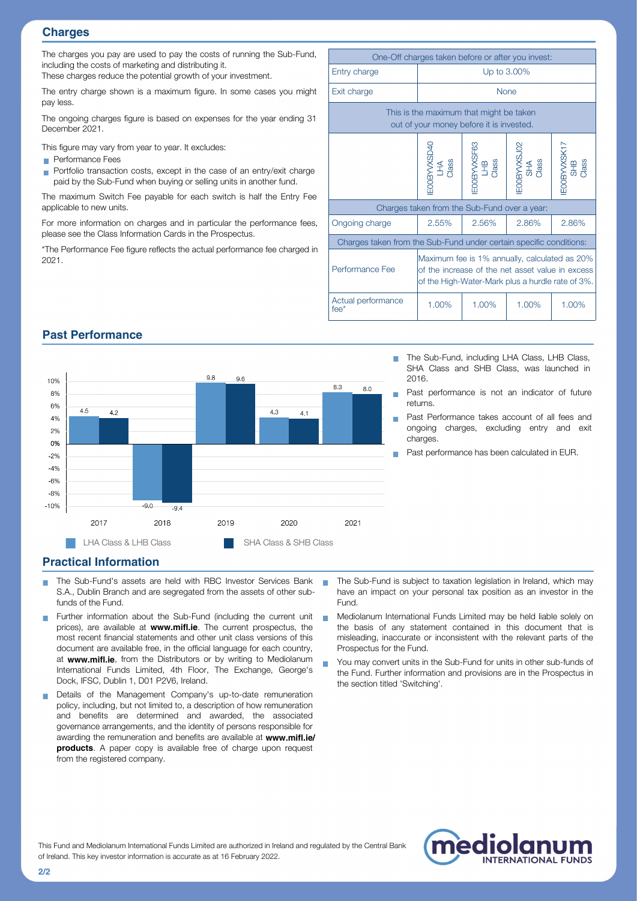## Charges

The charges you pay are used to pay the costs of running the Sub-Fund, including the costs of marketing and distributing it.
These charges reduce the potential growth of your investment.

The entry charge shown is a maximum figure. In some cases you might pay less.

The ongoing charges figure is based on expenses for the year ending 31 December 2021.

This figure may vary from year to year. It excludes:

- Performance Fees
- Portfolio transaction costs, except in the case of an entry/exit charge paid by the Sub-Fund when buying or selling units in another fund.

The maximum Switch Fee payable for each switch is half the Entry Fee applicable to new units.

For more information on charges and in particular the performance fees, please see the Class Information Cards in the Prospectus.

*The Performance Fee figure reflects the actual performance fee charged in 2021.

| One-Off charges taken before or after you invest: | | | | |
|---|---|---|---|---|
| Entry charge | Up to 3.00% | | | |
| Exit charge | None | | | |
| This is the maximum that might be taken out of your money before it is invested. | | | | |
| | IE00BYVXSD40 LHA Class | IE00BYVXSF63 LHB Class | IE00BYVXSJ02 SHA Class | IE00BYVXSK17 SHB Class |
| Charges taken from the Sub-Fund over a year: | | | | |
| Ongoing charge | 2.55% | 2.56% | 2.86% | 2.86% |
| Charges taken from the Sub-Fund under certain specific conditions: | | | | |
| Performance Fee | Maximum fee is 1% annually, calculated as 20% of the increase of the net asset value in excess of the High-Water-Mark plus a hurdle rate of 3%. | | | |
| Actual performance fee* | 1.00% | 1.00% | 1.00% | 1.00% |

## Past Performance

10%
8%
6%
4%
2%
0%
-2%
-4%
-6%
-8%
-10%

4.5 4.2 -9.0 -9.4 9.8 9.6 4.3 4.1 8.3 8.0

2017 2018 2019 2020 2021

LHA Class & LHB Class
SHA Class & SHB Class

- The Sub-Fund, including LHA Class, LHB Class, SHA Class and SHB Class, was launched in 2016.
- Past performance is not an indicator of future returns.
- Past Performance takes account of all fees and ongoing charges, excluding entry and exit charges.
- Past performance has been calculated in EUR.

## Practical Information

- The Sub-Fund's assets are held with RBC Investor Services Bank S.A., Dublin Branch and are segregated from the assets of other sub-funds of the Fund.
- Further information about the Sub-Fund (including the current unit prices), are available at **www.mifl.ie**. The current prospectus, the most recent financial statements and other unit class versions of this document are available free, in the official language for each country, at **www.mifl.ie**, from the Distributors or by writing to Mediolanum International Funds Limited, 4th Floor, The Exchange, George's Dock, IFSC, Dublin 1, D01 P2V6, Ireland.
- Details of the Management Company's up-to-date remuneration policy, including, but not limited to, a description of how remuneration and benefits are determined and awarded, the associated governance arrangements, and the identity of persons responsible for awarding the remuneration and benefits are available at **www.mifl.ie/products**. A paper copy is available free of charge upon request from the registered company.
- The Sub-Fund is subject to taxation legislation in Ireland, which may have an impact on your personal tax position as an investor in the Fund.
- Mediolanum International Funds Limited may be held liable solely on the basis of any statement contained in this document that is misleading, inaccurate or inconsistent with the relevant parts of the Prospectus for the Fund.
- You may convert units in the Sub-Fund for units in other sub-funds of the Fund. Further information and provisions are in the Prospectus in the section titled 'Switching'.

This Fund and Mediolanum International Funds Limited are authorized in Ireland and regulated by the Central Bank of Ireland. This key investor information is accurate as at 16 February 2022.